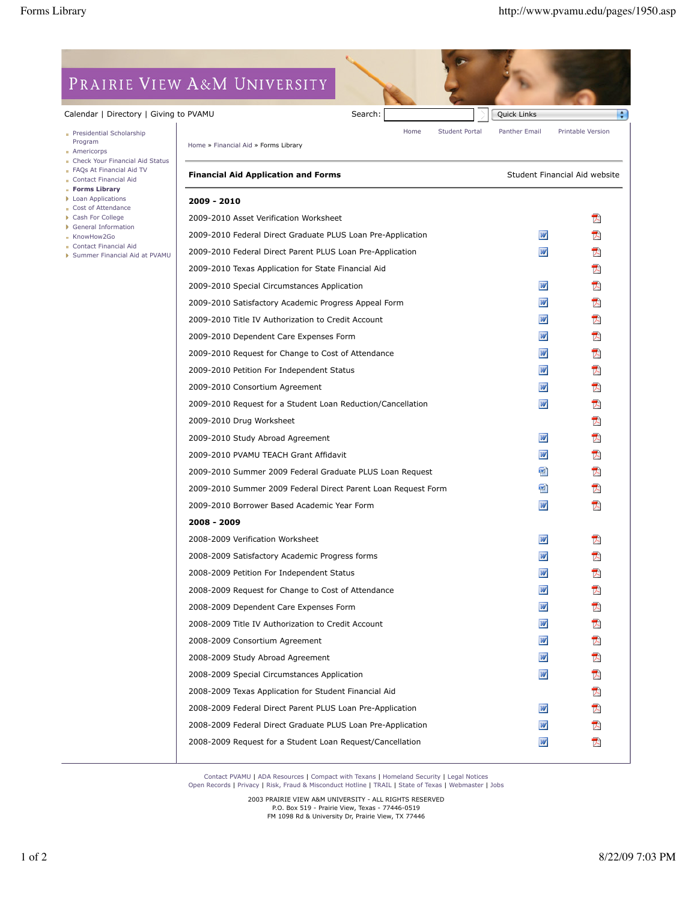# PRAIRIE VIEW A&M UNIVERSITY

Calendar | Directory | Giving to PVAMU

Search: Quick Links

- Presidential Scholarship Program
- Americorps
- Check Your Financial Aid Status
- FAQs At Financial Aid TV
- Contact Financial Aid
- **Forms Library**
- Loan Applications
- Cost of Attendance
- Cash For College
- General Information
- KnowHow2Go
- Contact Financial Aid
- Summer Financial Aid at PVAMU

Home | Student Portal | Panther Email | Printable Version

Home » Financial Aid » Forms Library

**Financial Aid Application and Forms** — Student Financial Aid website

## 2009 - 2010

| Form | Word | PDF |
|---|---|---|
| 2009-2010 Asset Verification Worksheet | | PDF |
| 2009-2010 Federal Direct Graduate PLUS Loan Pre-Application | Word | PDF |
| 2009-2010 Federal Direct Parent PLUS Loan Pre-Application | Word | PDF |
| 2009-2010 Texas Application for State Financial Aid | | PDF |
| 2009-2010 Special Circumstances Application | Word | PDF |
| 2009-2010 Satisfactory Academic Progress Appeal Form | Word | PDF |
| 2009-2010 Title IV Authorization to Credit Account | Word | PDF |
| 2009-2010 Dependent Care Expenses Form | Word | PDF |
| 2009-2010 Request for Change to Cost of Attendance | Word | PDF |
| 2009-2010 Petition For Independent Status | Word | PDF |
| 2009-2010 Consortium Agreement | Word | PDF |
| 2009-2010 Request for a Student Loan Reduction/Cancellation | Word | PDF |
| 2009-2010 Drug Worksheet | | PDF |
| 2009-2010 Study Abroad Agreement | Word | PDF |
| 2009-2010 PVAMU TEACH Grant Affidavit | Word | PDF |
| 2009-2010 Summer 2009 Federal Graduate PLUS Loan Request | Word | PDF |
| 2009-2010 Summer 2009 Federal Direct Parent Loan Request Form | Word | PDF |
| 2009-2010 Borrower Based Academic Year Form | Word | PDF |

## 2008 - 2009

| Form | Word | PDF |
|---|---|---|
| 2008-2009 Verification Worksheet | Word | PDF |
| 2008-2009 Satisfactory Academic Progress forms | Word | PDF |
| 2008-2009 Petition For Independent Status | Word | PDF |
| 2008-2009 Request for Change to Cost of Attendance | Word | PDF |
| 2008-2009 Dependent Care Expenses Form | Word | PDF |
| 2008-2009 Title IV Authorization to Credit Account | Word | PDF |
| 2008-2009 Consortium Agreement | Word | PDF |
| 2008-2009 Study Abroad Agreement | Word | PDF |
| 2008-2009 Special Circumstances Application | Word | PDF |
| 2008-2009 Texas Application for Student Financial Aid | | PDF |
| 2008-2009 Federal Direct Parent PLUS Loan Pre-Application | Word | PDF |
| 2008-2009 Federal Direct Graduate PLUS Loan Pre-Application | Word | PDF |
| 2008-2009 Request for a Student Loan Request/Cancellation | Word | PDF |

Contact PVAMU | ADA Resources | Compact with Texans | Homeland Security | Legal Notices
Open Records | Privacy | Risk, Fraud & Misconduct Hotline | TRAIL | State of Texas | Webmaster | Jobs

2003 PRAIRIE VIEW A&M UNIVERSITY - ALL RIGHTS RESERVED
P.O. Box 519 - Prairie View, Texas - 77446-0519
FM 1098 Rd & University Dr, Prairie View, TX 77446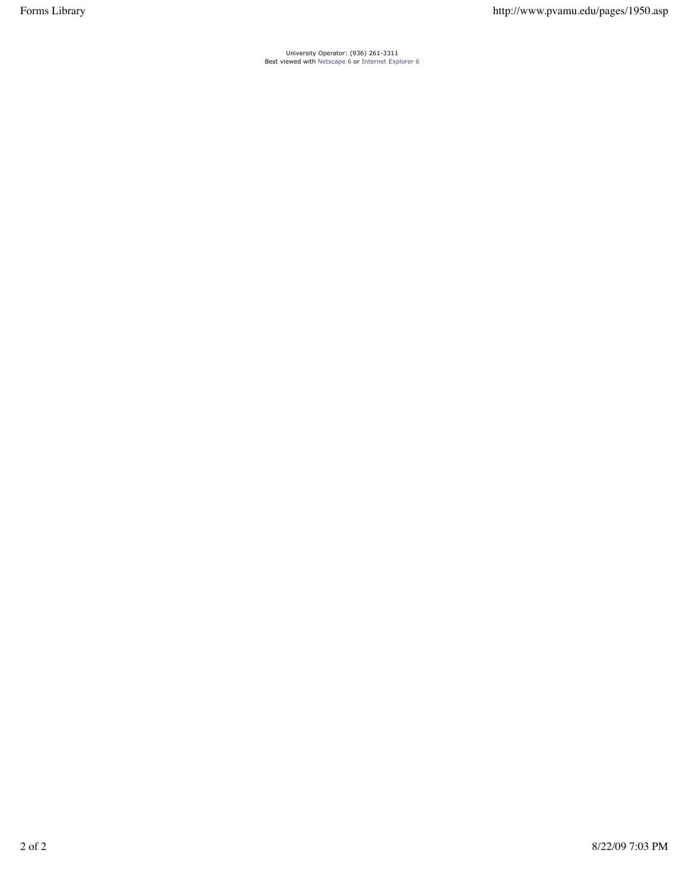University Operator: (936) 261-3311
Best viewed with Netscape 6 or Internet Explorer 6